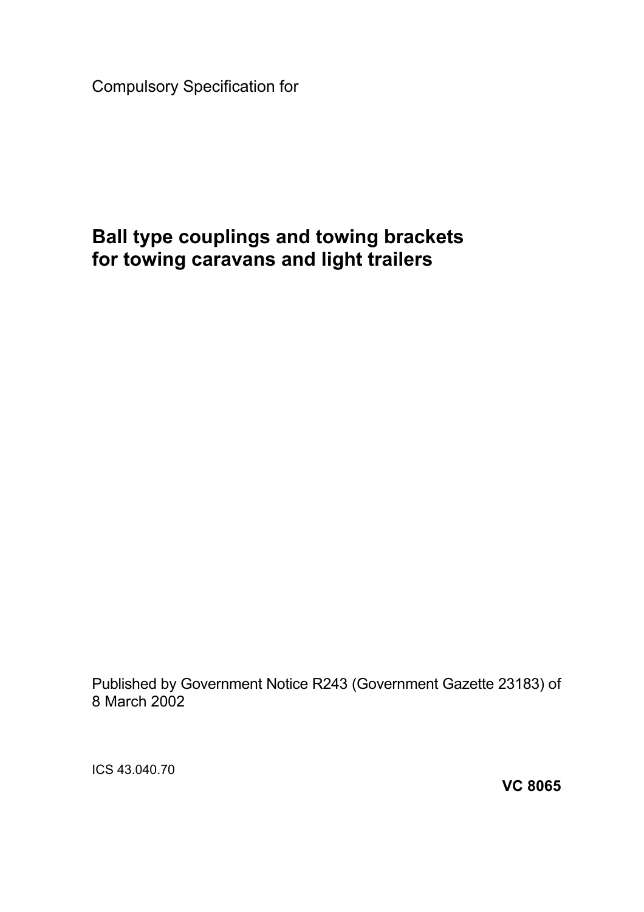Compulsory Specification for

# Ball type couplings and towing brackets for towing caravans and light trailers

Published by Government Notice R243 (Government Gazette 23183) of 8 March 2002

ICS 43.040.70

**VC 8065**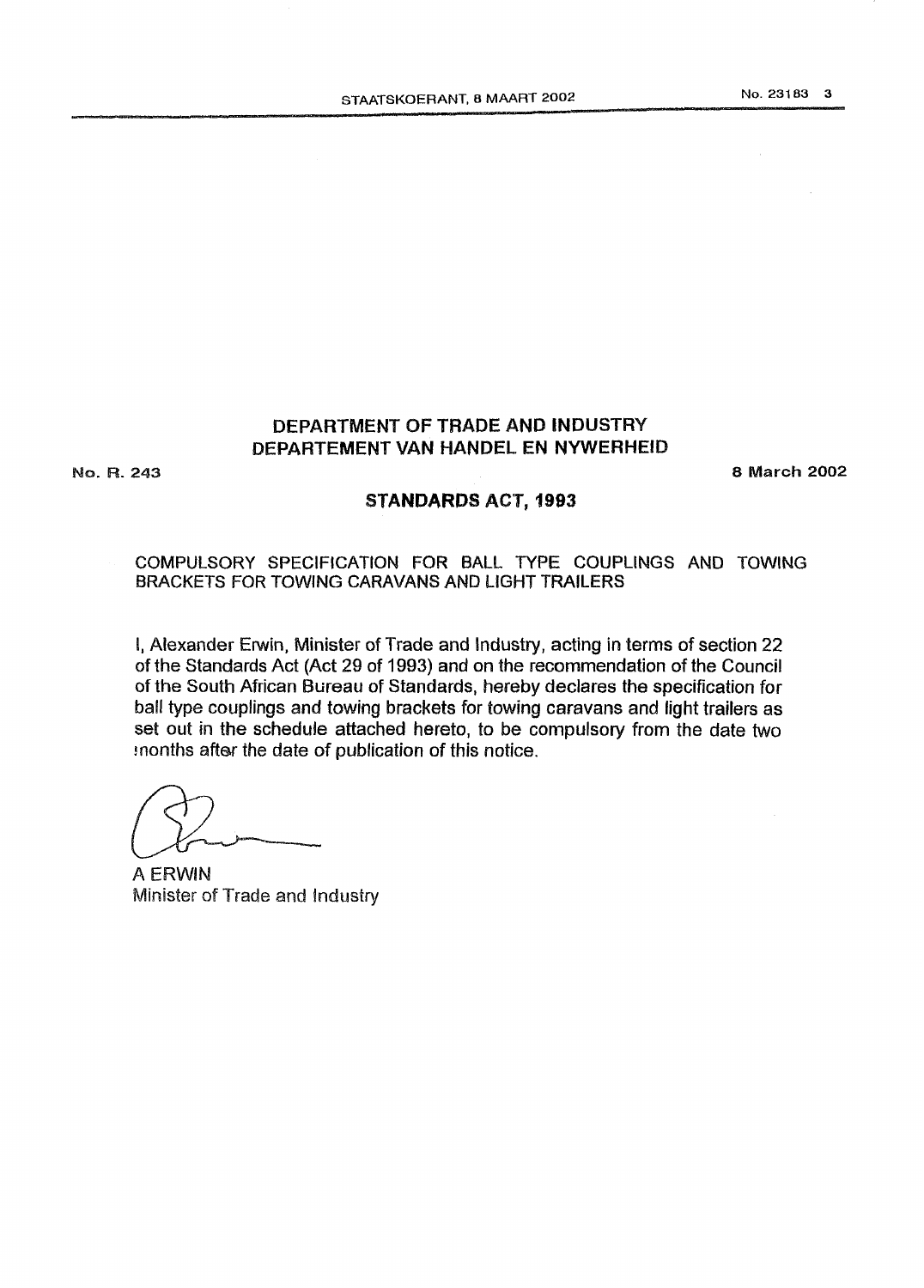# DEPARTMENT OF TRADE AND INDUSTRY
# DEPARTEMENT VAN HANDEL EN NYWERHEID

No. R. 243 8 March 2002

## STANDARDS ACT, 1993

COMPULSORY SPECIFICATION FOR BALL TYPE COUPLINGS AND TOWING BRACKETS FOR TOWING CARAVANS AND LIGHT TRAILERS

I, Alexander Erwin, Minister of Trade and Industry, acting in terms of section 22 of the Standards Act (Act 29 of 1993) and on the recommendation of the Council of the South African Bureau of Standards, hereby declares the specification for ball type couplings and towing brackets for towing caravans and light trailers as set out in the schedule attached hereto, to be compulsory from the date two months after the date of publication of this notice.

A ERWIN
Minister of Trade and Industry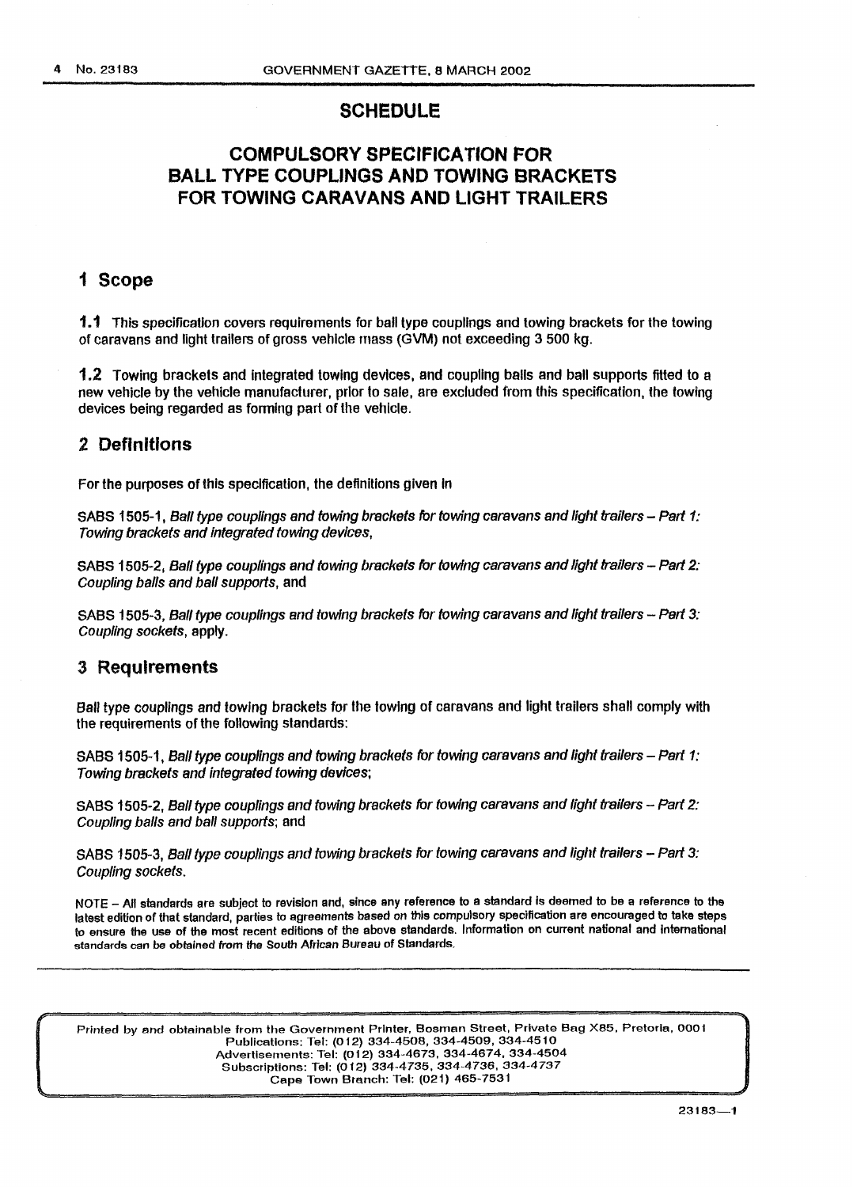# SCHEDULE

## COMPULSORY SPECIFICATION FOR BALL TYPE COUPLINGS AND TOWING BRACKETS FOR TOWING CARAVANS AND LIGHT TRAILERS

## 1 Scope

**1.1** This specification covers requirements for ball type couplings and towing brackets for the towing of caravans and light trailers of gross vehicle mass (GVM) not exceeding 3 500 kg.

**1.2** Towing brackets and integrated towing devices, and coupling balls and ball supports fitted to a new vehicle by the vehicle manufacturer, prior to sale, are excluded from this specification, the towing devices being regarded as forming part of the vehicle.

## 2 Definitions

For the purposes of this specification, the definitions given in

SABS 1505-1, *Ball type couplings and towing brackets for towing caravans and light trailers – Part 1: Towing brackets and integrated towing devices*,

SABS 1505-2, *Ball type couplings and towing brackets for towing caravans and light trailers – Part 2: Coupling balls and ball supports*, and

SABS 1505-3, *Ball type couplings and towing brackets for towing caravans and light trailers – Part 3: Coupling sockets*, apply.

## 3 Requirements

Ball type couplings and towing brackets for the towing of caravans and light trailers shall comply with the requirements of the following standards:

SABS 1505-1, *Ball type couplings and towing brackets for towing caravans and light trailers – Part 1: Towing brackets and integrated towing devices*;

SABS 1505-2, *Ball type couplings and towing brackets for towing caravans and light trailers – Part 2: Coupling balls and ball supports*; and

SABS 1505-3, *Ball type couplings and towing brackets for towing caravans and light trailers – Part 3: Coupling sockets*.

NOTE – All standards are subject to revision and, since any reference to a standard is deemed to be a reference to the latest edition of that standard, parties to agreements based on this compulsory specification are encouraged to take steps to ensure the use of the most recent editions of the above standards. Information on current national and international standards can be obtained from the South African Bureau of Standards.

---

Printed by and obtainable from the Government Printer, Bosman Street, Private Bag X85, Pretoria, 0001
Publications: Tel: (012) 334-4508, 334-4509, 334-4510
Advertisements: Tel: (012) 334-4673, 334-4674, 334-4504
Subscriptions: Tel: (012) 334-4735, 334-4736, 334-4737
Cape Town Branch: Tel: (021) 465-7531

23183—1